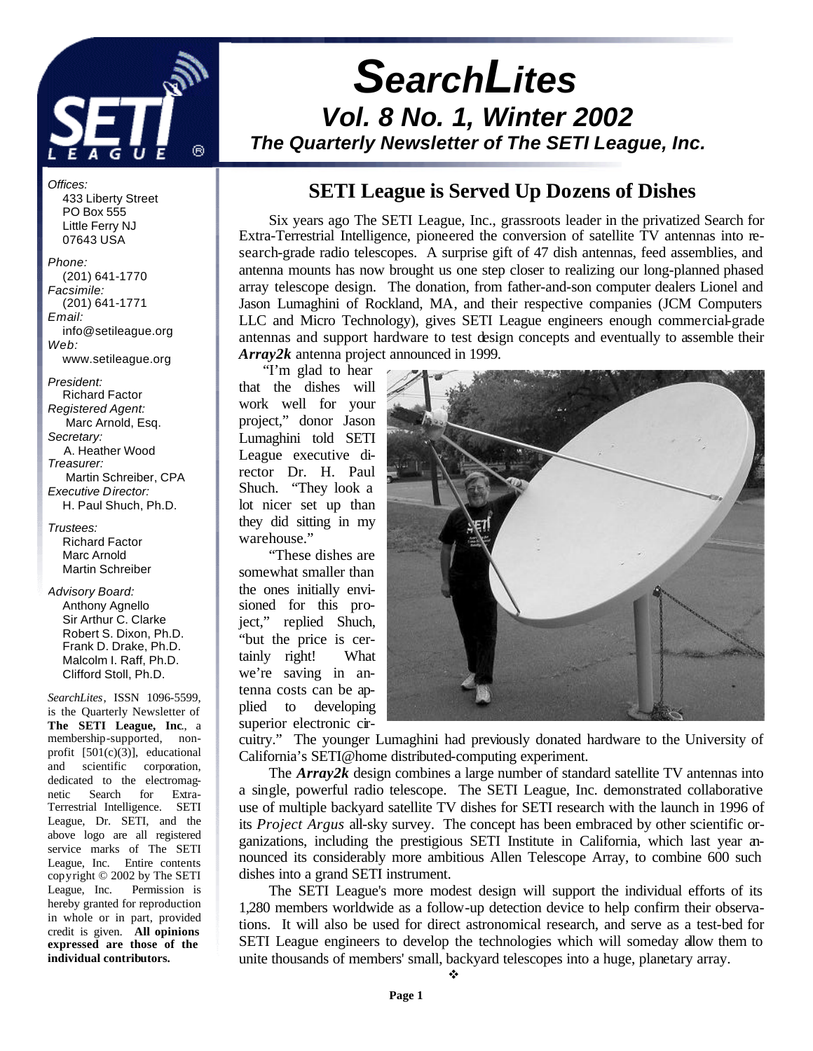# SearchLites

## Vol. 8 No. 1, Winter 2002

### The Quarterly Newsletter of The SETI League, Inc.

*Offices:*
433 Liberty Street
PO Box 555
Little Ferry NJ
07643 USA

*Phone:*
(201) 641-1770
*Facsimile:*
(201) 641-1771
*Email:*
info@setileague.org
*Web:*
www.setileague.org

*President:*
Richard Factor
*Registered Agent:*
Marc Arnold, Esq.
*Secretary:*
A. Heather Wood
*Treasurer:*
Martin Schreiber, CPA
*Executive Director:*
H. Paul Shuch, Ph.D.

*Trustees:*
Richard Factor
Marc Arnold
Martin Schreiber

*Advisory Board:*
Anthony Agnello
Sir Arthur C. Clarke
Robert S. Dixon, Ph.D.
Frank D. Drake, Ph.D.
Malcolm I. Raff, Ph.D.
Clifford Stoll, Ph.D.

*SearchLites*, ISSN 1096-5599, is the Quarterly Newsletter of **The SETI League, Inc**., a membership-supported, non-profit [501(c)(3)], educational and scientific corporation, dedicated to the electromagnetic Search for Extra-Terrestrial Intelligence. SETI League, Dr. SETI, and the above logo are all registered service marks of The SETI League, Inc. Entire contents copyright © 2002 by The SETI League, Inc. Permission is hereby granted for reproduction in whole or in part, provided credit is given. **All opinions expressed are those of the individual contributors.**

## SETI League is Served Up Dozens of Dishes

Six years ago The SETI League, Inc., grassroots leader in the privatized Search for Extra-Terrestrial Intelligence, pioneered the conversion of satellite TV antennas into research-grade radio telescopes. A surprise gift of 47 dish antennas, feed assemblies, and antenna mounts has now brought us one step closer to realizing our long-planned phased array telescope design. The donation, from father-and-son computer dealers Lionel and Jason Lumaghini of Rockland, MA, and their respective companies (JCM Computers LLC and Micro Technology), gives SETI League engineers enough commercial-grade antennas and support hardware to test design concepts and eventually to assemble their ***Array2k*** antenna project announced in 1999.

"I'm glad to hear that the dishes will work well for your project," donor Jason Lumaghini told SETI League executive director Dr. H. Paul Shuch. "They look a lot nicer set up than they did sitting in my warehouse."

"These dishes are somewhat smaller than the ones initially envisioned for this project," replied Shuch, "but the price is certainly right! What we're saving in antenna costs can be applied to developing superior electronic circuitry." The younger Lumaghini had previously donated hardware to the University of California's SETI@home distributed-computing experiment.

The ***Array2k*** design combines a large number of standard satellite TV antennas into a single, powerful radio telescope. The SETI League, Inc. demonstrated collaborative use of multiple backyard satellite TV dishes for SETI research with the launch in 1996 of its *Project Argus* all-sky survey. The concept has been embraced by other scientific organizations, including the prestigious SETI Institute in California, which last year announced its considerably more ambitious Allen Telescope Array, to combine 600 such dishes into a grand SETI instrument.

The SETI League's more modest design will support the individual efforts of its 1,280 members worldwide as a follow-up detection device to help confirm their observations. It will also be used for direct astronomical research, and serve as a test-bed for SETI League engineers to develop the technologies which will someday allow them to unite thousands of members' small, backyard telescopes into a huge, planetary array.

❖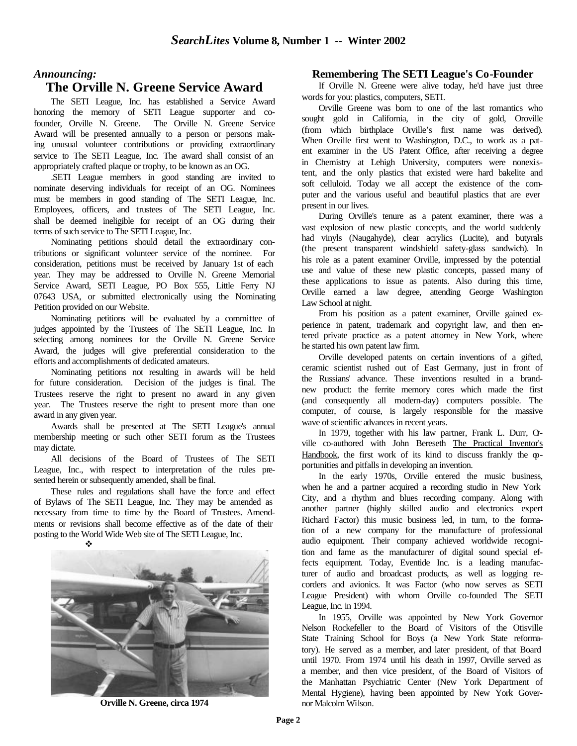## *Announcing:*
## The Orville N. Greene Service Award

The SETI League, Inc. has established a Service Award honoring the memory of SETI League supporter and co-founder, Orville N. Greene. The Orville N. Greene Service Award will be presented annually to a person or persons making unusual volunteer contributions or providing extraordinary service to The SETI League, Inc. The award shall consist of an appropriately crafted plaque or trophy, to be known as an OG.

.SETI League members in good standing are invited to nominate deserving individuals for receipt of an OG. Nominees must be members in good standing of The SETI League, Inc. Employees, officers, and trustees of The SETI League, Inc. shall be deemed ineligible for receipt of an OG during their terms of such service to The SETI League, Inc.

Nominating petitions should detail the extraordinary contributions or significant volunteer service of the nominee. For consideration, petitions must be received by January 1st of each year. They may be addressed to Orville N. Greene Memorial Service Award, SETI League, PO Box 555, Little Ferry NJ 07643 USA, or submitted electronically using the Nominating Petition provided on our Website.

Nominating petitions will be evaluated by a committee of judges appointed by the Trustees of The SETI League, Inc. In selecting among nominees for the Orville N. Greene Service Award, the judges will give preferential consideration to the efforts and accomplishments of dedicated amateurs.

Nominating petitions not resulting in awards will be held for future consideration. Decision of the judges is final. The Trustees reserve the right to present no award in any given year. The Trustees reserve the right to present more than one award in any given year.

Awards shall be presented at The SETI League's annual membership meeting or such other SETI forum as the Trustees may dictate.

All decisions of the Board of Trustees of The SETI League, Inc., with respect to interpretation of the rules presented herein or subsequently amended, shall be final.

These rules and regulations shall have the force and effect of Bylaws of The SETI League, Inc. They may be amended as necessary from time to time by the Board of Trustees. Amendments or revisions shall become effective as of the date of their posting to the World Wide Web site of The SETI League, Inc.

❖

**Orville N. Greene, circa 1974**

### Remembering The SETI League's Co-Founder

If Orville N. Greene were alive today, he'd have just three words for you: plastics, computers, SETI.

Orville Greene was born to one of the last romantics who sought gold in California, in the city of gold, Oroville (from which birthplace Orville's first name was derived). When Orville first went to Washington, D.C., to work as a patent examiner in the US Patent Office, after receiving a degree in Chemistry at Lehigh University, computers were nonexistent, and the only plastics that existed were hard bakelite and soft celluloid. Today we all accept the existence of the computer and the various useful and beautiful plastics that are ever present in our lives.

During Orville's tenure as a patent examiner, there was a vast explosion of new plastic concepts, and the world suddenly had vinyls (Naugahyde), clear acrylics (Lucite), and butyrals (the present transparent windshield safety-glass sandwich). In his role as a patent examiner Orville, impressed by the potential use and value of these new plastic concepts, passed many of these applications to issue as patents. Also during this time, Orville earned a law degree, attending George Washington Law School at night.

From his position as a patent examiner, Orville gained experience in patent, trademark and copyright law, and then entered private practice as a patent attorney in New York, where he started his own patent law firm.

Orville developed patents on certain inventions of a gifted, ceramic scientist rushed out of East Germany, just in front of the Russians' advance. These inventions resulted in a brand-new product: the ferrite memory cores which made the first (and consequently all modern-day) computers possible. The computer, of course, is largely responsible for the massive wave of scientific advances in recent years.

In 1979, together with his law partner, Frank L. Durr, Orville co-authored with John Bereseth The Practical Inventor's Handbook, the first work of its kind to discuss frankly the opportunities and pitfalls in developing an invention.

In the early 1970s, Orville entered the music business, when he and a partner acquired a recording studio in New York City, and a rhythm and blues recording company. Along with another partner (highly skilled audio and electronics expert Richard Factor) this music business led, in turn, to the formation of a new company for the manufacture of professional audio equipment. Their company achieved worldwide recognition and fame as the manufacturer of digital sound special effects equipment. Today, Eventide Inc. is a leading manufacturer of audio and broadcast products, as well as logging recorders and avionics. It was Factor (who now serves as SETI League President) with whom Orville co-founded The SETI League, Inc. in 1994.

In 1955, Orville was appointed by New York Governor Nelson Rockefeller to the Board of Visitors of the Otisville State Training School for Boys (a New York State reformatory). He served as a member, and later president, of that Board until 1970. From 1974 until his death in 1997, Orville served as a member, and then vice president, of the Board of Visitors of the Manhattan Psychiatric Center (New York Department of Mental Hygiene), having been appointed by New York Governor Malcolm Wilson.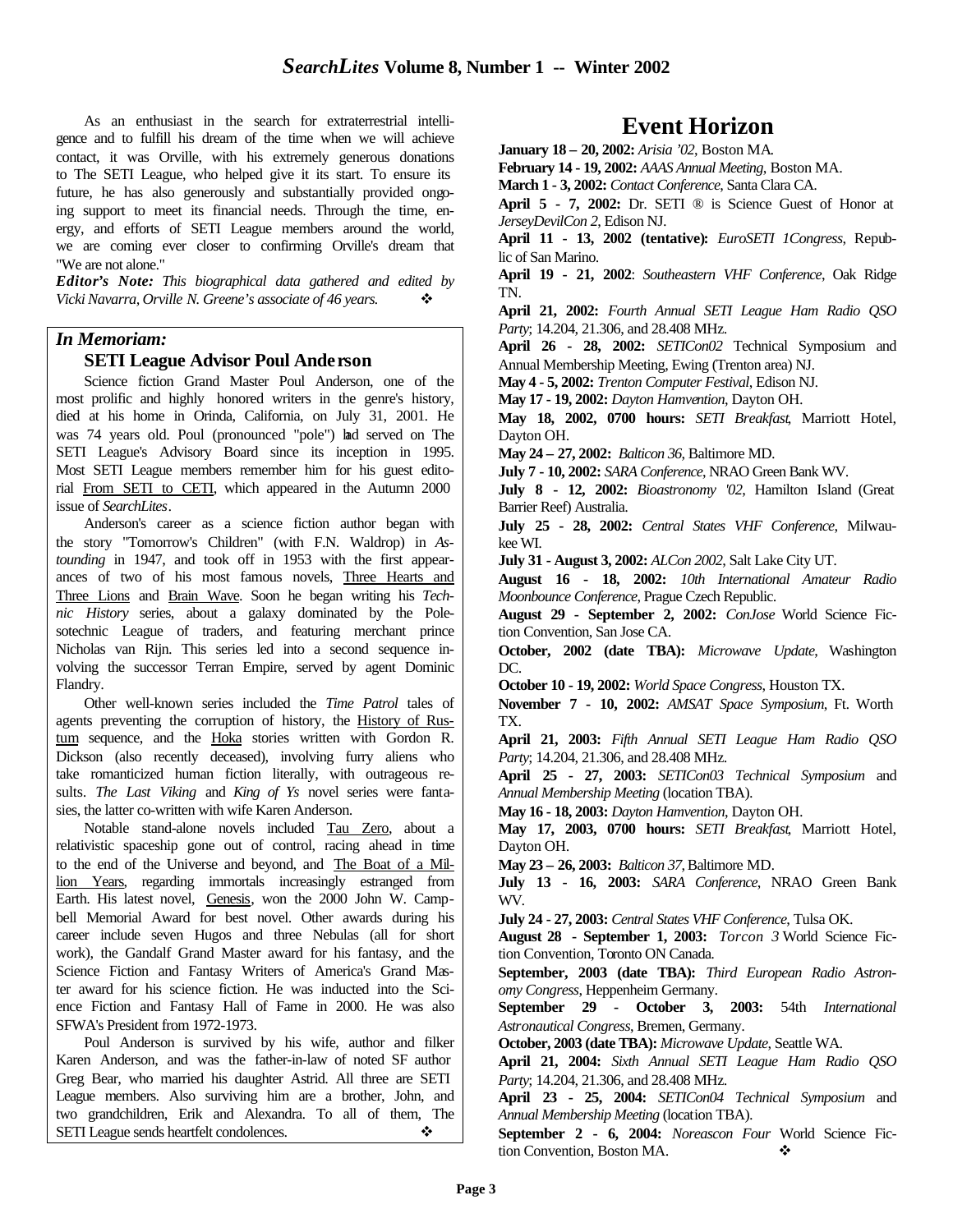As an enthusiast in the search for extraterrestrial intelligence and to fulfill his dream of the time when we will achieve contact, it was Orville, with his extremely generous donations to The SETI League, who helped give it its start. To ensure its future, he has also generously and substantially provided ongoing support to meet its financial needs. Through the time, energy, and efforts of SETI League members around the world, we are coming ever closer to confirming Orville's dream that "We are not alone."

***Editor's Note:*** *This biographical data gathered and edited by Vicki Navarra, Orville N. Greene's associate of 46 years.* ❖

## *In Memoriam:*

### SETI League Advisor Poul Anderson

Science fiction Grand Master Poul Anderson, one of the most prolific and highly honored writers in the genre's history, died at his home in Orinda, California, on July 31, 2001. He was 74 years old. Poul (pronounced "pole") had served on The SETI League's Advisory Board since its inception in 1995. Most SETI League members remember him for his guest editorial From SETI to CETI, which appeared in the Autumn 2000 issue of *SearchLites*.

Anderson's career as a science fiction author began with the story "Tomorrow's Children" (with F.N. Waldrop) in *Astounding* in 1947, and took off in 1953 with the first appearances of two of his most famous novels, Three Hearts and Three Lions and Brain Wave. Soon he began writing his *Technic History* series, about a galaxy dominated by the Polesotechnic League of traders, and featuring merchant prince Nicholas van Rijn. This series led into a second sequence involving the successor Terran Empire, served by agent Dominic Flandry.

Other well-known series included the *Time Patrol* tales of agents preventing the corruption of history, the History of Rustum sequence, and the Hoka stories written with Gordon R. Dickson (also recently deceased), involving furry aliens who take romanticized human fiction literally, with outrageous results. *The Last Viking* and *King of Ys* novel series were fantasies, the latter co-written with wife Karen Anderson.

Notable stand-alone novels included Tau Zero, about a relativistic spaceship gone out of control, racing ahead in time to the end of the Universe and beyond, and The Boat of a Million Years, regarding immortals increasingly estranged from Earth. His latest novel, Genesis, won the 2000 John W. Campbell Memorial Award for best novel. Other awards during his career include seven Hugos and three Nebulas (all for short work), the Gandalf Grand Master award for his fantasy, and the Science Fiction and Fantasy Writers of America's Grand Master award for his science fiction. He was inducted into the Science Fiction and Fantasy Hall of Fame in 2000. He was also SFWA's President from 1972-1973.

Poul Anderson is survived by his wife, author and filker Karen Anderson, and was the father-in-law of noted SF author Greg Bear, who married his daughter Astrid. All three are SETI League members. Also surviving him are a brother, John, and two grandchildren, Erik and Alexandra. To all of them, The SETI League sends heartfelt condolences. ❖

# Event Horizon

**January 18 – 20, 2002:** *Arisia '02*, Boston MA.

**February 14 - 19, 2002:** *AAAS Annual Meeting*, Boston MA.

**March 1 - 3, 2002:** *Contact Conference*, Santa Clara CA.

**April 5 - 7, 2002:** Dr. SETI ® is Science Guest of Honor at *JerseyDevilCon 2*, Edison NJ.

**April 11 - 13, 2002 (tentative):** *EuroSETI 1Congress*, Republic of San Marino.

**April 19 - 21, 2002**: *Southeastern VHF Conference*, Oak Ridge TN.

**April 21, 2002:** *Fourth Annual SETI League Ham Radio QSO Party*; 14.204, 21.306, and 28.408 MHz.

**April 26 - 28, 2002:** *SETICon02* Technical Symposium and Annual Membership Meeting, Ewing (Trenton area) NJ.

**May 4 - 5, 2002:** *Trenton Computer Festival*, Edison NJ.

**May 17 - 19, 2002:** *Dayton Hamvention*, Dayton OH.

**May 18, 2002, 0700 hours:** *SETI Breakfast*, Marriott Hotel, Dayton OH.

**May 24 – 27, 2002:** *Balticon 36*, Baltimore MD.

**July 7 - 10, 2002:** *SARA Conference*, NRAO Green Bank WV.

**July 8 - 12, 2002:** *Bioastronomy '02*, Hamilton Island (Great Barrier Reef) Australia.

**July 25 - 28, 2002:** *Central States VHF Conference*, Milwaukee WI.

**July 31 - August 3, 2002:** *ALCon 2002*, Salt Lake City UT.

**August 16 - 18, 2002:** *10th International Amateur Radio Moonbounce Conference*, Prague Czech Republic.

**August 29 - September 2, 2002:** *ConJose* World Science Fiction Convention, San Jose CA.

**October, 2002 (date TBA):** *Microwave Update*, Washington DC.

**October 10 - 19, 2002:** *World Space Congress*, Houston TX.

**November 7 - 10, 2002:** *AMSAT Space Symposium*, Ft. Worth TX.

**April 21, 2003:** *Fifth Annual SETI League Ham Radio QSO Party*; 14.204, 21.306, and 28.408 MHz.

**April 25 - 27, 2003:** *SETICon03 Technical Symposium* and *Annual Membership Meeting* (location TBA).

**May 16 - 18, 2003:** *Dayton Hamvention*, Dayton OH.

**May 17, 2003, 0700 hours:** *SETI Breakfast*, Marriott Hotel, Dayton OH.

**May 23 – 26, 2003:** *Balticon 37*, Baltimore MD.

**July 13 - 16, 2003:** *SARA Conference*, NRAO Green Bank WV.

**July 24 - 27, 2003:** *Central States VHF Conference*, Tulsa OK.

**August 28 - September 1, 2003:** *Torcon 3* World Science Fiction Convention, Toronto ON Canada.

**September, 2003 (date TBA):** *Third European Radio Astronomy Congress*, Heppenheim Germany.

**September 29 - October 3, 2003:** 54th *International Astronautical Congress*, Bremen, Germany.

**October, 2003 (date TBA):** *Microwave Update*, Seattle WA.

**April 21, 2004:** *Sixth Annual SETI League Ham Radio QSO Party*; 14.204, 21.306, and 28.408 MHz.

**April 23 - 25, 2004:** *SETICon04 Technical Symposium* and *Annual Membership Meeting* (location TBA).

**September 2 - 6, 2004:** *Noreascon Four* World Science Fiction Convention, Boston MA. ❖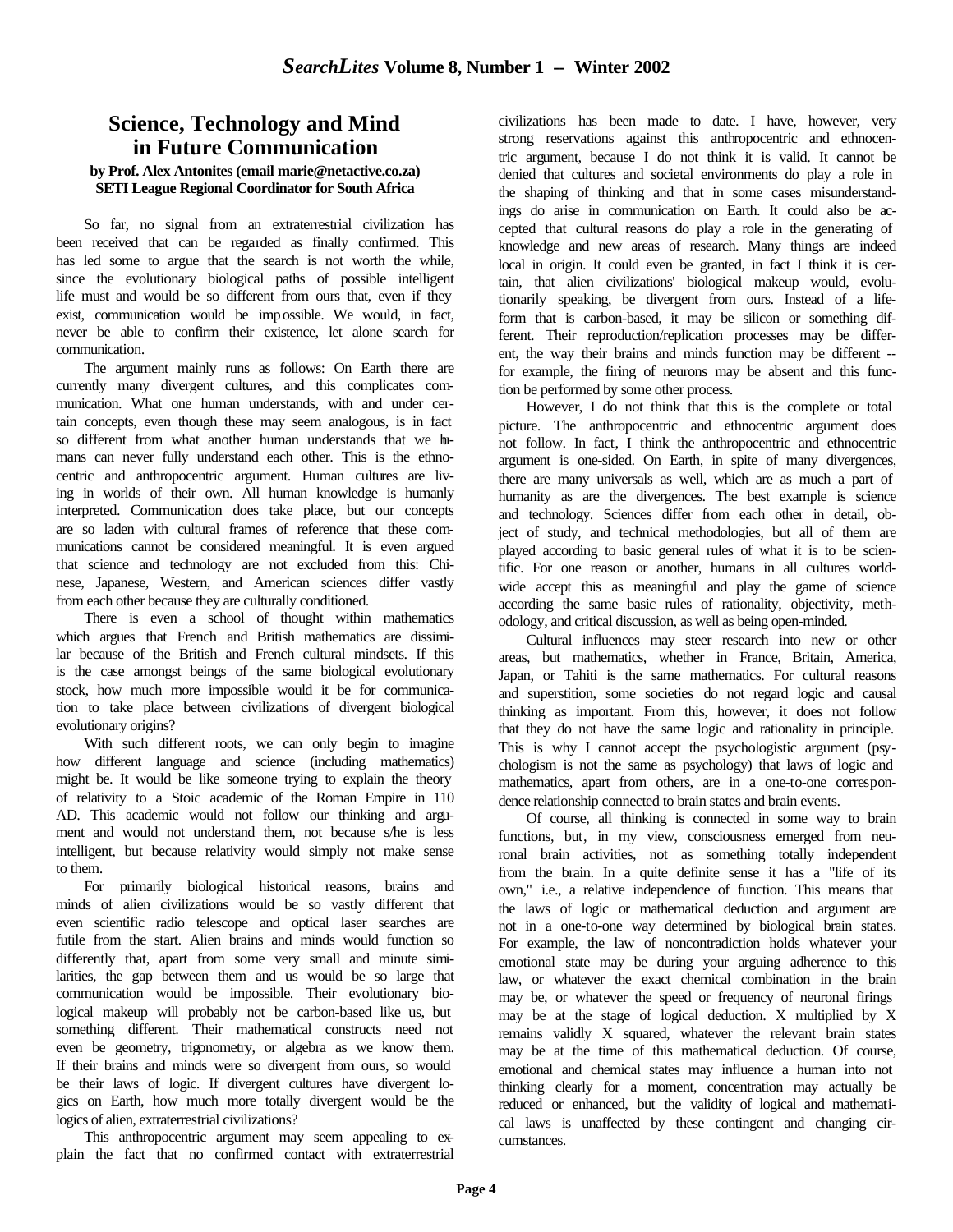## Science, Technology and Mind in Future Communication

**by Prof. Alex Antonites (email marie@netactive.co.za)**
**SETI League Regional Coordinator for South Africa**

So far, no signal from an extraterrestrial civilization has been received that can be regarded as finally confirmed. This has led some to argue that the search is not worth the while, since the evolutionary biological paths of possible intelligent life must and would be so different from ours that, even if they exist, communication would be impossible. We would, in fact, never be able to confirm their existence, let alone search for communication.

The argument mainly runs as follows: On Earth there are currently many divergent cultures, and this complicates communication. What one human understands, with and under certain concepts, even though these may seem analogous, is in fact so different from what another human understands that we humans can never fully understand each other. This is the ethnocentric and anthropocentric argument. Human cultures are living in worlds of their own. All human knowledge is humanly interpreted. Communication does take place, but our concepts are so laden with cultural frames of reference that these communications cannot be considered meaningful. It is even argued that science and technology are not excluded from this: Chinese, Japanese, Western, and American sciences differ vastly from each other because they are culturally conditioned.

There is even a school of thought within mathematics which argues that French and British mathematics are dissimilar because of the British and French cultural mindsets. If this is the case amongst beings of the same biological evolutionary stock, how much more impossible would it be for communication to take place between civilizations of divergent biological evolutionary origins?

With such different roots, we can only begin to imagine how different language and science (including mathematics) might be. It would be like someone trying to explain the theory of relativity to a Stoic academic of the Roman Empire in 110 AD. This academic would not follow our thinking and argument and would not understand them, not because s/he is less intelligent, but because relativity would simply not make sense to them.

For primarily biological historical reasons, brains and minds of alien civilizations would be so vastly different that even scientific radio telescope and optical laser searches are futile from the start. Alien brains and minds would function so differently that, apart from some very small and minute similarities, the gap between them and us would be so large that communication would be impossible. Their evolutionary biological makeup will probably not be carbon-based like us, but something different. Their mathematical constructs need not even be geometry, trigonometry, or algebra as we know them. If their brains and minds were so divergent from ours, so would be their laws of logic. If divergent cultures have divergent logics on Earth, how much more totally divergent would be the logics of alien, extraterrestrial civilizations?

This anthropocentric argument may seem appealing to explain the fact that no confirmed contact with extraterrestrial civilizations has been made to date. I have, however, very strong reservations against this anthropocentric and ethnocentric argument, because I do not think it is valid. It cannot be denied that cultures and societal environments do play a role in the shaping of thinking and that in some cases misunderstandings do arise in communication on Earth. It could also be accepted that cultural reasons do play a role in the generating of knowledge and new areas of research. Many things are indeed local in origin. It could even be granted, in fact I think it is certain, that alien civilizations' biological makeup would, evolutionarily speaking, be divergent from ours. Instead of a lifeform that is carbon-based, it may be silicon or something different. Their reproduction/replication processes may be different, the way their brains and minds function may be different -- for example, the firing of neurons may be absent and this function be performed by some other process.

However, I do not think that this is the complete or total picture. The anthropocentric and ethnocentric argument does not follow. In fact, I think the anthropocentric and ethnocentric argument is one-sided. On Earth, in spite of many divergences, there are many universals as well, which are as much a part of humanity as are the divergences. The best example is science and technology. Sciences differ from each other in detail, object of study, and technical methodologies, but all of them are played according to basic general rules of what it is to be scientific. For one reason or another, humans in all cultures worldwide accept this as meaningful and play the game of science according the same basic rules of rationality, objectivity, methodology, and critical discussion, as well as being open-minded.

Cultural influences may steer research into new or other areas, but mathematics, whether in France, Britain, America, Japan, or Tahiti is the same mathematics. For cultural reasons and superstition, some societies do not regard logic and causal thinking as important. From this, however, it does not follow that they do not have the same logic and rationality in principle. This is why I cannot accept the psychologistic argument (psychologism is not the same as psychology) that laws of logic and mathematics, apart from others, are in a one-to-one correspondence relationship connected to brain states and brain events.

Of course, all thinking is connected in some way to brain functions, but, in my view, consciousness emerged from neuronal brain activities, not as something totally independent from the brain. In a quite definite sense it has a "life of its own," i.e., a relative independence of function. This means that the laws of logic or mathematical deduction and argument are not in a one-to-one way determined by biological brain states. For example, the law of noncontradiction holds whatever your emotional state may be during your arguing adherence to this law, or whatever the exact chemical combination in the brain may be, or whatever the speed or frequency of neuronal firings may be at the stage of logical deduction. X multiplied by X remains validly X squared, whatever the relevant brain states may be at the time of this mathematical deduction. Of course, emotional and chemical states may influence a human into not thinking clearly for a moment, concentration may actually be reduced or enhanced, but the validity of logical and mathematical laws is unaffected by these contingent and changing circumstances.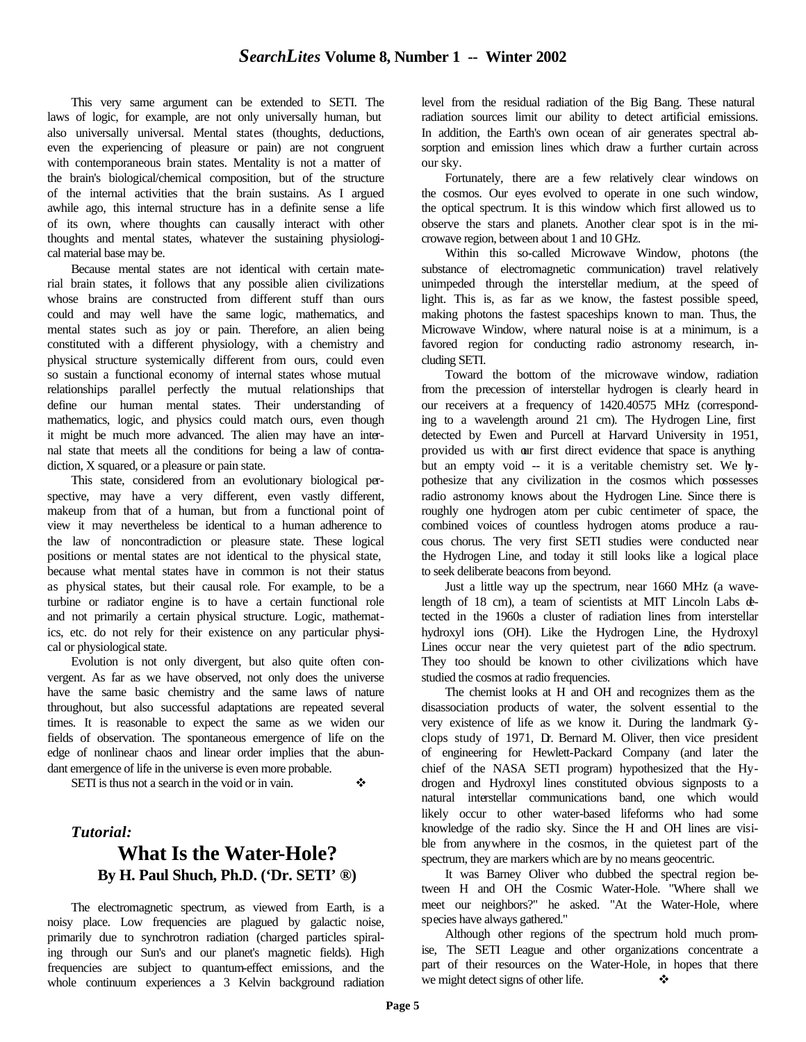This very same argument can be extended to SETI. The laws of logic, for example, are not only universally human, but also universally universal. Mental states (thoughts, deductions, even the experiencing of pleasure or pain) are not congruent with contemporaneous brain states. Mentality is not a matter of the brain's biological/chemical composition, but of the structure of the internal activities that the brain sustains. As I argued awhile ago, this internal structure has in a definite sense a life of its own, where thoughts can causally interact with other thoughts and mental states, whatever the sustaining physiological material base may be.

Because mental states are not identical with certain material brain states, it follows that any possible alien civilizations whose brains are constructed from different stuff than ours could and may well have the same logic, mathematics, and mental states such as joy or pain. Therefore, an alien being constituted with a different physiology, with a chemistry and physical structure systemically different from ours, could even so sustain a functional economy of internal states whose mutual relationships parallel perfectly the mutual relationships that define our human mental states. Their understanding of mathematics, logic, and physics could match ours, even though it might be much more advanced. The alien may have an internal state that meets all the conditions for being a law of contradiction, X squared, or a pleasure or pain state.

This state, considered from an evolutionary biological perspective, may have a very different, even vastly different, makeup from that of a human, but from a functional point of view it may nevertheless be identical to a human adherence to the law of noncontradiction or pleasure state. These logical positions or mental states are not identical to the physical state, because what mental states have in common is not their status as physical states, but their causal role. For example, to be a turbine or radiator engine is to have a certain functional role and not primarily a certain physical structure. Logic, mathematics, etc. do not rely for their existence on any particular physical or physiological state.

Evolution is not only divergent, but also quite often convergent. As far as we have observed, not only does the universe have the same basic chemistry and the same laws of nature throughout, but also successful adaptations are repeated several times. It is reasonable to expect the same as we widen our fields of observation. The spontaneous emergence of life on the edge of nonlinear chaos and linear order implies that the abundant emergence of life in the universe is even more probable.

SETI is thus not a search in the void or in vain. ❖

## *Tutorial:*

## What Is the Water-Hole?

### By H. Paul Shuch, Ph.D. ('Dr. SETI' ®)

The electromagnetic spectrum, as viewed from Earth, is a noisy place. Low frequencies are plagued by galactic noise, primarily due to synchrotron radiation (charged particles spiraling through our Sun's and our planet's magnetic fields). High frequencies are subject to quantum-effect emissions, and the whole continuum experiences a 3 Kelvin background radiation level from the residual radiation of the Big Bang. These natural radiation sources limit our ability to detect artificial emissions. In addition, the Earth's own ocean of air generates spectral absorption and emission lines which draw a further curtain across our sky.

Fortunately, there are a few relatively clear windows on the cosmos. Our eyes evolved to operate in one such window, the optical spectrum. It is this window which first allowed us to observe the stars and planets. Another clear spot is in the microwave region, between about 1 and 10 GHz.

Within this so-called Microwave Window, photons (the substance of electromagnetic communication) travel relatively unimpeded through the interstellar medium, at the speed of light. This is, as far as we know, the fastest possible speed, making photons the fastest spaceships known to man. Thus, the Microwave Window, where natural noise is at a minimum, is a favored region for conducting radio astronomy research, including SETI.

Toward the bottom of the microwave window, radiation from the precession of interstellar hydrogen is clearly heard in our receivers at a frequency of 1420.40575 MHz (corresponding to a wavelength around 21 cm). The Hydrogen Line, first detected by Ewen and Purcell at Harvard University in 1951, provided us with our first direct evidence that space is anything but an empty void -- it is a veritable chemistry set. We hypothesize that any civilization in the cosmos which possesses radio astronomy knows about the Hydrogen Line. Since there is roughly one hydrogen atom per cubic centimeter of space, the combined voices of countless hydrogen atoms produce a raucous chorus. The very first SETI studies were conducted near the Hydrogen Line, and today it still looks like a logical place to seek deliberate beacons from beyond.

Just a little way up the spectrum, near 1660 MHz (a wavelength of 18 cm), a team of scientists at MIT Lincoln Labs detected in the 1960s a cluster of radiation lines from interstellar hydroxyl ions (OH). Like the Hydrogen Line, the Hydroxyl Lines occur near the very quietest part of the radio spectrum. They too should be known to other civilizations which have studied the cosmos at radio frequencies.

The chemist looks at H and OH and recognizes them as the disassociation products of water, the solvent essential to the very existence of life as we know it. During the landmark Cyclops study of 1971, Dr. Bernard M. Oliver, then vice president of engineering for Hewlett-Packard Company (and later the chief of the NASA SETI program) hypothesized that the Hydrogen and Hydroxyl lines constituted obvious signposts to a natural interstellar communications band, one which would likely occur to other water-based lifeforms who had some knowledge of the radio sky. Since the H and OH lines are visible from anywhere in the cosmos, in the quietest part of the spectrum, they are markers which are by no means geocentric.

It was Barney Oliver who dubbed the spectral region between H and OH the Cosmic Water-Hole. "Where shall we meet our neighbors?" he asked. "At the Water-Hole, where species have always gathered."

Although other regions of the spectrum hold much promise, The SETI League and other organizations concentrate a part of their resources on the Water-Hole, in hopes that there we might detect signs of other life. ❖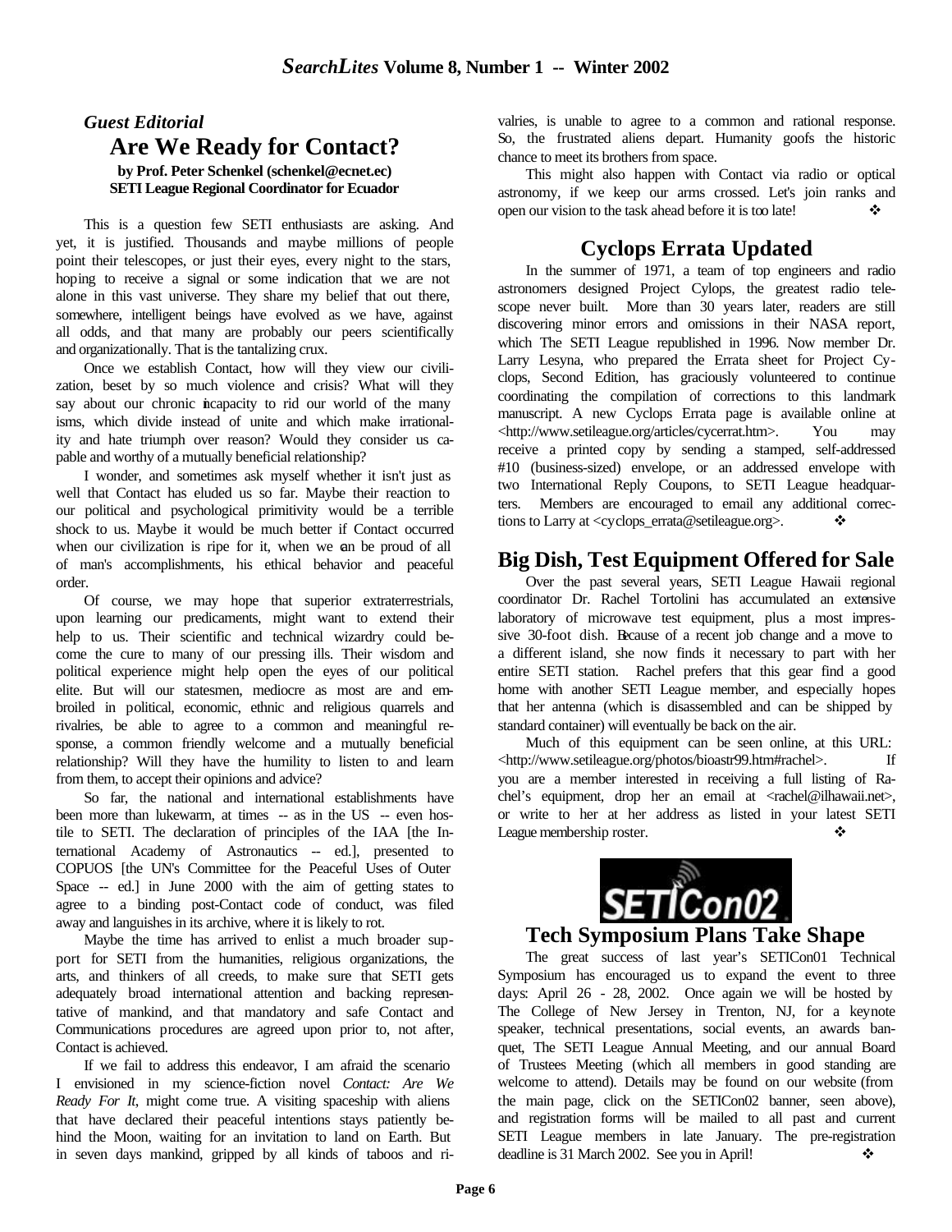## Guest Editorial

# Are We Ready for Contact?

**by Prof. Peter Schenkel (schenkel@ecnet.ec)**
**SETI League Regional Coordinator for Ecuador**

This is a question few SETI enthusiasts are asking. And yet, it is justified. Thousands and maybe millions of people point their telescopes, or just their eyes, every night to the stars, hoping to receive a signal or some indication that we are not alone in this vast universe. They share my belief that out there, somewhere, intelligent beings have evolved as we have, against all odds, and that many are probably our peers scientifically and organizationally. That is the tantalizing crux.

Once we establish Contact, how will they view our civilization, beset by so much violence and crisis? What will they say about our chronic incapacity to rid our world of the many isms, which divide instead of unite and which make irrationality and hate triumph over reason? Would they consider us capable and worthy of a mutually beneficial relationship?

I wonder, and sometimes ask myself whether it isn't just as well that Contact has eluded us so far. Maybe their reaction to our political and psychological primitivity would be a terrible shock to us. Maybe it would be much better if Contact occurred when our civilization is ripe for it, when we can be proud of all of man's accomplishments, his ethical behavior and peaceful order.

Of course, we may hope that superior extraterrestrials, upon learning our predicaments, might want to extend their help to us. Their scientific and technical wizardry could become the cure to many of our pressing ills. Their wisdom and political experience might help open the eyes of our political elite. But will our statesmen, mediocre as most are and embroiled in political, economic, ethnic and religious quarrels and rivalries, be able to agree to a common and meaningful response, a common friendly welcome and a mutually beneficial relationship? Will they have the humility to listen to and learn from them, to accept their opinions and advice?

So far, the national and international establishments have been more than lukewarm, at times -- as in the US -- even hostile to SETI. The declaration of principles of the IAA [the International Academy of Astronautics -- ed.], presented to COPUOS [the UN's Committee for the Peaceful Uses of Outer Space -- ed.] in June 2000 with the aim of getting states to agree to a binding post-Contact code of conduct, was filed away and languishes in its archive, where it is likely to rot.

Maybe the time has arrived to enlist a much broader support for SETI from the humanities, religious organizations, the arts, and thinkers of all creeds, to make sure that SETI gets adequately broad international attention and backing representative of mankind, and that mandatory and safe Contact and Communications procedures are agreed upon prior to, not after, Contact is achieved.

If we fail to address this endeavor, I am afraid the scenario I envisioned in my science-fiction novel *Contact: Are We Ready For It*, might come true. A visiting spaceship with aliens that have declared their peaceful intentions stays patiently behind the Moon, waiting for an invitation to land on Earth. But in seven days mankind, gripped by all kinds of taboos and rivalries, is unable to agree to a common and rational response. So, the frustrated aliens depart. Humanity goofs the historic chance to meet its brothers from space.

This might also happen with Contact via radio or optical astronomy, if we keep our arms crossed. Let's join ranks and open our vision to the task ahead before it is too late! ❖

# Cyclops Errata Updated

In the summer of 1971, a team of top engineers and radio astronomers designed Project Cylops, the greatest radio telescope never built. More than 30 years later, readers are still discovering minor errors and omissions in their NASA report, which The SETI League republished in 1996. Now member Dr. Larry Lesyna, who prepared the Errata sheet for Project Cyclops, Second Edition, has graciously volunteered to continue coordinating the compilation of corrections to this landmark manuscript. A new Cyclops Errata page is available online at <http://www.setileague.org/articles/cycerrat.htm>. You may receive a printed copy by sending a stamped, self-addressed #10 (business-sized) envelope, or an addressed envelope with two International Reply Coupons, to SETI League headquarters. Members are encouraged to email any additional corrections to Larry at <cyclops_errata@setileague.org>. ❖

# Big Dish, Test Equipment Offered for Sale

Over the past several years, SETI League Hawaii regional coordinator Dr. Rachel Tortolini has accumulated an extensive laboratory of microwave test equipment, plus a most impressive 30-foot dish. Because of a recent job change and a move to a different island, she now finds it necessary to part with her entire SETI station. Rachel prefers that this gear find a good home with another SETI League member, and especially hopes that her antenna (which is disassembled and can be shipped by standard container) will eventually be back on the air.

Much of this equipment can be seen online, at this URL: <http://www.setileague.org/photos/bioastr99.htm#rachel>. If you are a member interested in receiving a full listing of Rachel's equipment, drop her an email at <rachel@ilhawaii.net>, or write to her at her address as listed in your latest SETI League membership roster. ❖

SETICon02

# Tech Symposium Plans Take Shape

The great success of last year's SETICon01 Technical Symposium has encouraged us to expand the event to three days: April 26 - 28, 2002. Once again we will be hosted by The College of New Jersey in Trenton, NJ, for a keynote speaker, technical presentations, social events, an awards banquet, The SETI League Annual Meeting, and our annual Board of Trustees Meeting (which all members in good standing are welcome to attend). Details may be found on our website (from the main page, click on the SETICon02 banner, seen above), and registration forms will be mailed to all past and current SETI League members in late January. The pre-registration deadline is 31 March 2002. See you in April! ❖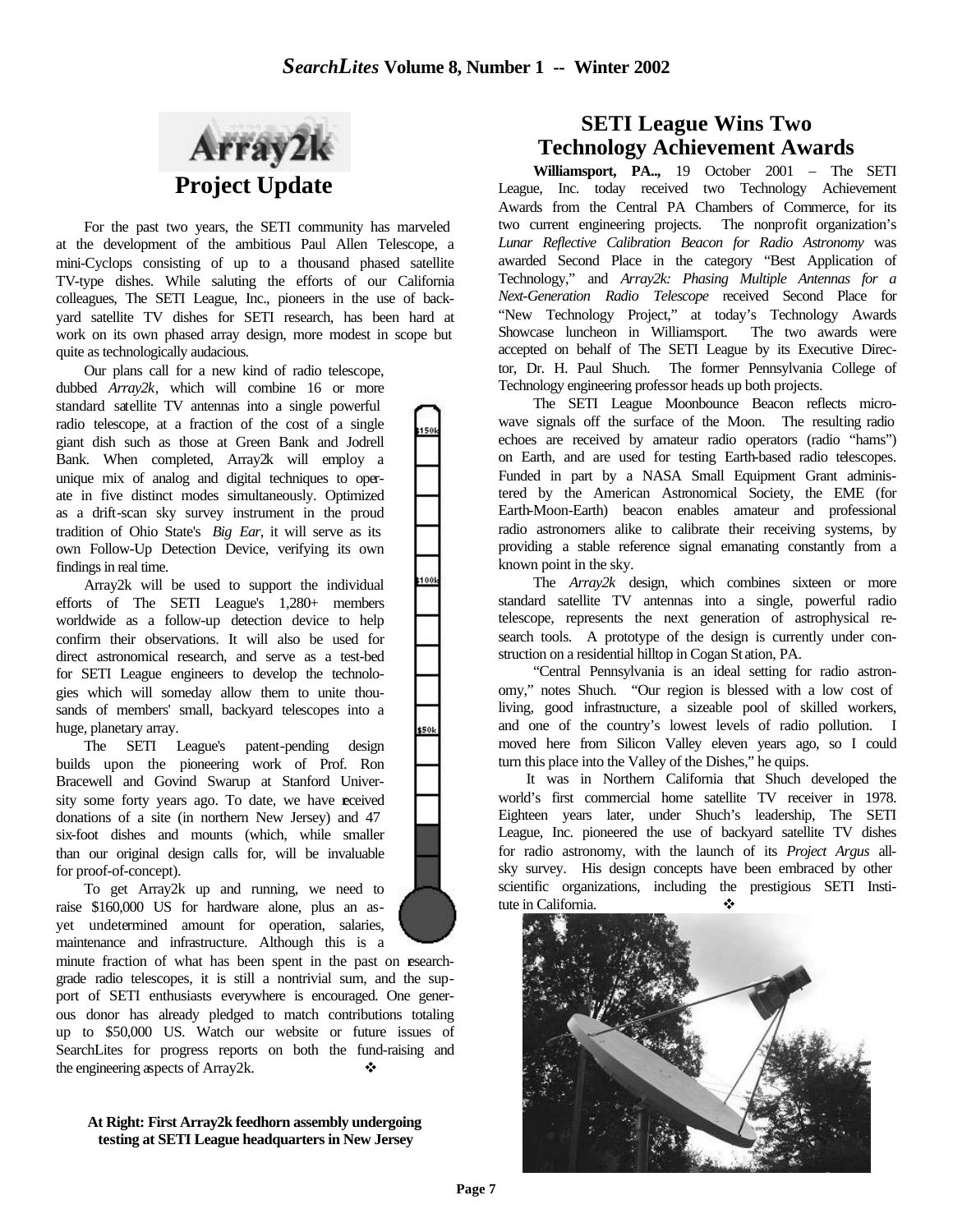## Array2k Project Update

For the past two years, the SETI community has marveled at the development of the ambitious Paul Allen Telescope, a mini-Cyclops consisting of up to a thousand phased satellite TV-type dishes. While saluting the efforts of our California colleagues, The SETI League, Inc., pioneers in the use of backyard satellite TV dishes for SETI research, has been hard at work on its own phased array design, more modest in scope but quite as technologically audacious.

Our plans call for a new kind of radio telescope, dubbed *Array2k*, which will combine 16 or more standard satellite TV antennas into a single powerful radio telescope, at a fraction of the cost of a single giant dish such as those at Green Bank and Jodrell Bank. When completed, Array2k will employ a unique mix of analog and digital techniques to operate in five distinct modes simultaneously. Optimized as a drift-scan sky survey instrument in the proud tradition of Ohio State's *Big Ear*, it will serve as its own Follow-Up Detection Device, verifying its own findings in real time.

Array2k will be used to support the individual efforts of The SETI League's 1,280+ members worldwide as a follow-up detection device to help confirm their observations. It will also be used for direct astronomical research, and serve as a test-bed for SETI League engineers to develop the technologies which will someday allow them to unite thousands of members' small, backyard telescopes into a huge, planetary array.

The SETI League's patent-pending design builds upon the pioneering work of Prof. Ron Bracewell and Govind Swarup at Stanford University some forty years ago. To date, we have received donations of a site (in northern New Jersey) and 47 six-foot dishes and mounts (which, while smaller than our original design calls for, will be invaluable for proof-of-concept).

To get Array2k up and running, we need to raise $160,000 US for hardware alone, plus an as-yet undetermined amount for operation, salaries, maintenance and infrastructure. Although this is a minute fraction of what has been spent in the past on research-grade radio telescopes, it is still a nontrivial sum, and the support of SETI enthusiasts everywhere is encouraged. One generous donor has already pledged to match contributions totaling up to $50,000 US. Watch our website or future issues of SearchLites for progress reports on both the fund-raising and the engineering aspects of Array2k. ❖

$150k

$100k

$50k

**At Right: First Array2k feedhorn assembly undergoing testing at SETI League headquarters in New Jersey**

## SETI League Wins Two Technology Achievement Awards

**Williamsport, PA..,** 19 October 2001 – The SETI League, Inc. today received two Technology Achievement Awards from the Central PA Chambers of Commerce, for its two current engineering projects. The nonprofit organization's *Lunar Reflective Calibration Beacon for Radio Astronomy* was awarded Second Place in the category "Best Application of Technology," and *Array2k: Phasing Multiple Antennas for a Next-Generation Radio Telescope* received Second Place for "New Technology Project," at today's Technology Awards Showcase luncheon in Williamsport. The two awards were accepted on behalf of The SETI League by its Executive Director, Dr. H. Paul Shuch. The former Pennsylvania College of Technology engineering professor heads up both projects.

The SETI League Moonbounce Beacon reflects microwave signals off the surface of the Moon. The resulting radio echoes are received by amateur radio operators (radio "hams") on Earth, and are used for testing Earth-based radio telescopes. Funded in part by a NASA Small Equipment Grant administered by the American Astronomical Society, the EME (for Earth-Moon-Earth) beacon enables amateur and professional radio astronomers alike to calibrate their receiving systems, by providing a stable reference signal emanating constantly from a known point in the sky.

The *Array2k* design, which combines sixteen or more standard satellite TV antennas into a single, powerful radio telescope, represents the next generation of astrophysical research tools. A prototype of the design is currently under construction on a residential hilltop in Cogan Station, PA.

"Central Pennsylvania is an ideal setting for radio astronomy," notes Shuch. "Our region is blessed with a low cost of living, good infrastructure, a sizeable pool of skilled workers, and one of the country's lowest levels of radio pollution. I moved here from Silicon Valley eleven years ago, so I could turn this place into the Valley of the Dishes," he quips.

It was in Northern California that Shuch developed the world's first commercial home satellite TV receiver in 1978. Eighteen years later, under Shuch's leadership, The SETI League, Inc. pioneered the use of backyard satellite TV dishes for radio astronomy, with the launch of its *Project Argus* all-sky survey. His design concepts have been embraced by other scientific organizations, including the prestigious SETI Institute in California. ❖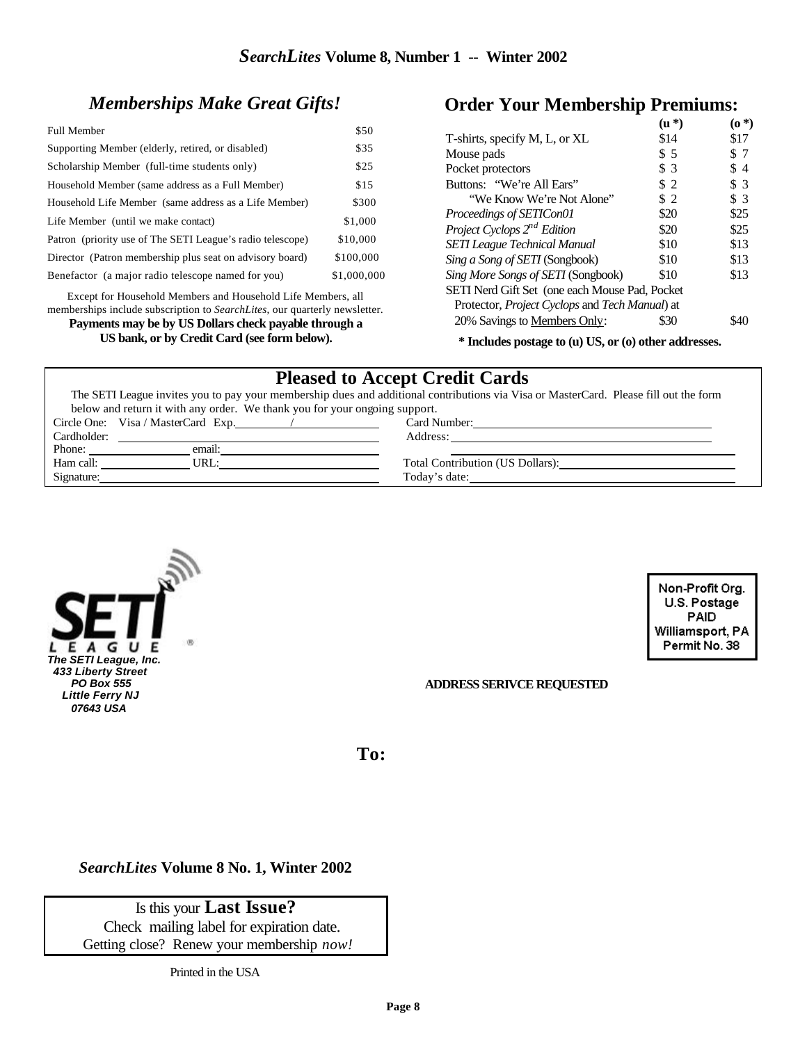## *Memberships Make Great Gifts!*

| | |
|---|---|
| Full Member | $50 |
| Supporting Member (elderly, retired, or disabled) | $35 |
| Scholarship Member (full-time students only) | $25 |
| Household Member (same address as a Full Member) | $15 |
| Household Life Member (same address as a Life Member) | $300 |
| Life Member (until we make contact) | $1,000 |
| Patron (priority use of The SETI League's radio telescope) | $10,000 |
| Director (Patron membership plus seat on advisory board) | $100,000 |
| Benefactor (a major radio telescope named for you) | $1,000,000 |

Except for Household Members and Household Life Members, all memberships include subscription to *SearchLites*, our quarterly newsletter.

**Payments may be by US Dollars check payable through a US bank, or by Credit Card (see form below).**

## Order Your Membership Premiums:

| | (u *) | (o *) |
|---|---|---|
| T-shirts, specify M, L, or XL | $14 | $17 |
| Mouse pads | $ 5 | $ 7 |
| Pocket protectors | $ 3 | $ 4 |
| Buttons: "We're All Ears" | $ 2 | $ 3 |
| "We Know We're Not Alone" | $ 2 | $ 3 |
| *Proceedings of SETICon01* | $20 | $25 |
| *Project Cyclops 2nd Edition* | $20 | $25 |
| *SETI League Technical Manual* | $10 | $13 |
| *Sing a Song of SETI* (Songbook) | $10 | $13 |
| *Sing More Songs of SETI* (Songbook) | $10 | $13 |
| SETI Nerd Gift Set (one each Mouse Pad, Pocket Protector, *Project Cyclops* and *Tech Manual*) at 20% Savings to Members Only: | $30 | $40 |

**\* Includes postage to (u) US, or (o) other addresses.**

## Pleased to Accept Credit Cards

The SETI League invites you to pay your membership dues and additional contributions via Visa or MasterCard. Please fill out the form below and return it with any order. We thank you for your ongoing support.

Circle One: Visa / MasterCard Exp. ______ / ______ Card Number: ____________________

Cardholder: ____________________ Address: ____________________

Phone: __________ email: ____________________

Ham call: __________ URL: ____________________ Total Contribution (US Dollars): ____________________

Signature: ____________________ Today's date: ____________________

SETI LEAGUE ®

*The SETI League, Inc.*
*433 Liberty Street*
*PO Box 555*
*Little Ferry NJ*
*07643 USA*

Non-Profit Org.
U.S. Postage
PAID
Williamsport, PA
Permit No. 38

**ADDRESS SERIVCE REQUESTED**

**To:**

*SearchLites* **Volume 8 No. 1, Winter 2002**

Is this your **Last Issue?**
Check mailing label for expiration date.
Getting close? Renew your membership *now!*

Printed in the USA